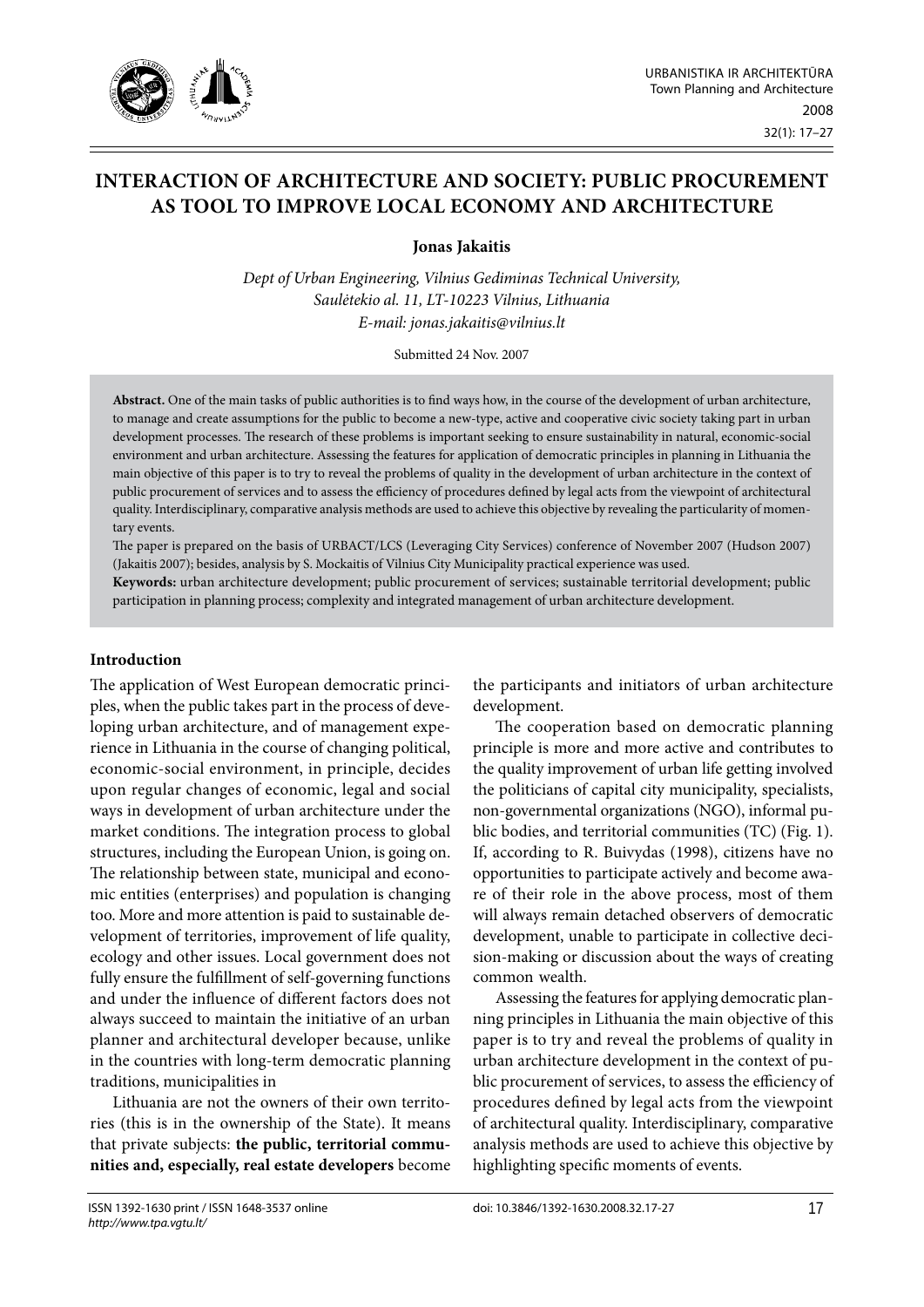# INTERACTION OF ARCHITECTURE AND SOCIETY: PUBLIC PROCUREMENT AS TOOL TO IMPROVE LOCAL ECONOMY AND ARCHITECTURE

**Jonas Jakaitis**

*Dept of Urban Engineering, Vilnius Gediminas Technical University, Saulėtekio al. 11, LT-10223 Vilnius, Lithuania*
*E-mail: jonas.jakaitis@vilnius.lt*

Submitted 24 Nov. 2007

**Abstract.** One of the main tasks of public authorities is to find ways how, in the course of the development of urban architecture, to manage and create assumptions for the public to become a new-type, active and cooperative civic society taking part in urban development processes. The research of these problems is important seeking to ensure sustainability in natural, economic-social environment and urban architecture. Assessing the features for application of democratic principles in planning in Lithuania the main objective of this paper is to try to reveal the problems of quality in the development of urban architecture in the context of public procurement of services and to assess the efficiency of procedures defined by legal acts from the viewpoint of architectural quality. Interdisciplinary, comparative analysis methods are used to achieve this objective by revealing the particularity of momentary events.

The paper is prepared on the basis of URBACT/LCS (Leveraging City Services) conference of November 2007 (Hudson 2007) (Jakaitis 2007); besides, analysis by S. Mockaitis of Vilnius City Municipality practical experience was used.

**Keywords:** urban architecture development; public procurement of services; sustainable territorial development; public participation in planning process; complexity and integrated management of urban architecture development.

## Introduction

The application of West European democratic principles, when the public takes part in the process of developing urban architecture, and of management experience in Lithuania in the course of changing political, economic-social environment, in principle, decides upon regular changes of economic, legal and social ways in development of urban architecture under the market conditions. The integration process to global structures, including the European Union, is going on. The relationship between state, municipal and economic entities (enterprises) and population is changing too. More and more attention is paid to sustainable development of territories, improvement of life quality, ecology and other issues. Local government does not fully ensure the fulfillment of self-governing functions and under the influence of different factors does not always succeed to maintain the initiative of an urban planner and architectural developer because, unlike in the countries with long-term democratic planning traditions, municipalities in

Lithuania are not the owners of their own territories (this is in the ownership of the State). It means that private subjects: **the public, territorial communities and, especially, real estate developers** become the participants and initiators of urban architecture development.

The cooperation based on democratic planning principle is more and more active and contributes to the quality improvement of urban life getting involved the politicians of capital city municipality, specialists, non-governmental organizations (NGO), informal public bodies, and territorial communities (TC) (Fig. 1). If, according to R. Buivydas (1998), citizens have no opportunities to participate actively and become aware of their role in the above process, most of them will always remain detached observers of democratic development, unable to participate in collective decision-making or discussion about the ways of creating common wealth.

Assessing the features for applying democratic planning principles in Lithuania the main objective of this paper is to try and reveal the problems of quality in urban architecture development in the context of public procurement of services, to assess the efficiency of procedures defined by legal acts from the viewpoint of architectural quality. Interdisciplinary, comparative analysis methods are used to achieve this objective by highlighting specific moments of events.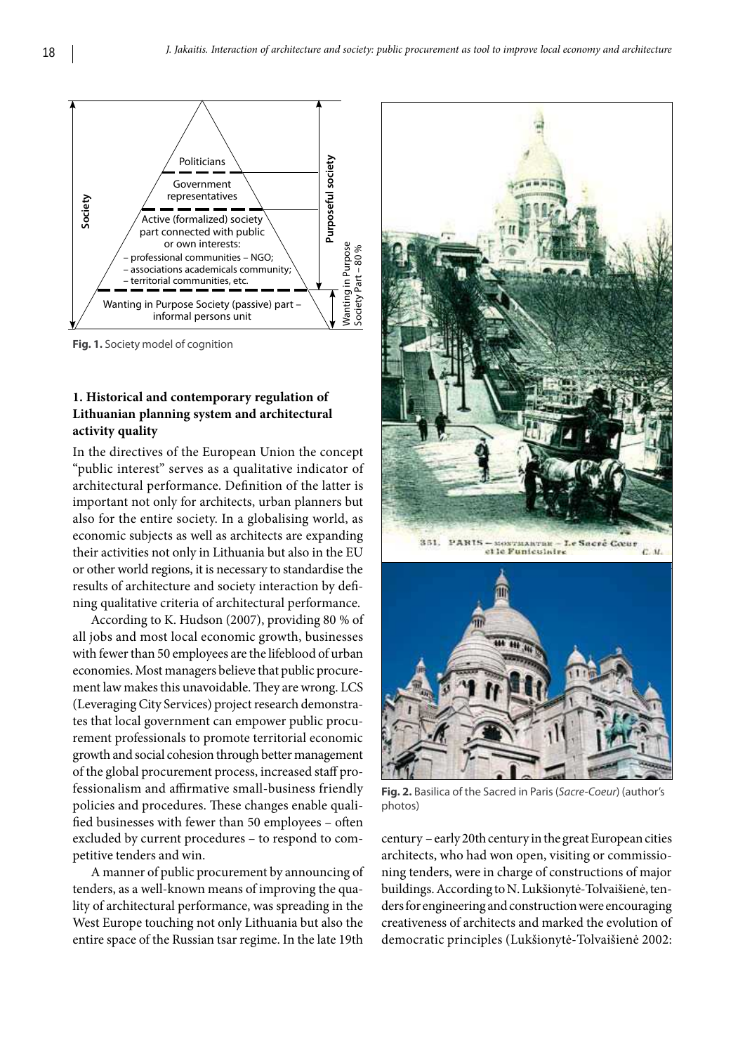Fig. 1. Society model of cognition

## 1. Historical and contemporary regulation of Lithuanian planning system and architectural activity quality

In the directives of the European Union the concept "public interest" serves as a qualitative indicator of architectural performance. Definition of the latter is important not only for architects, urban planners but also for the entire society. In a globalising world, as economic subjects as well as architects are expanding their activities not only in Lithuania but also in the EU or other world regions, it is necessary to standardise the results of architecture and society interaction by defining qualitative criteria of architectural performance.

According to K. Hudson (2007), providing 80 % of all jobs and most local economic growth, businesses with fewer than 50 employees are the lifeblood of urban economies. Most managers believe that public procurement law makes this unavoidable. They are wrong. LCS (Leveraging City Services) project research demonstrates that local government can empower public procurement professionals to promote territorial economic growth and social cohesion through better management of the global procurement process, increased staff professionalism and affirmative small-business friendly policies and procedures. These changes enable qualified businesses with fewer than 50 employees – often excluded by current procedures – to respond to competitive tenders and win.

A manner of public procurement by announcing of tenders, as a well-known means of improving the quality of architectural performance, was spreading in the West Europe touching not only Lithuania but also the entire space of the Russian tsar regime. In the late 19th century – early 20th century in the great European cities architects, who had won open, visiting or commissioning tenders, were in charge of constructions of major buildings. According to N. Lukšionytė-Tolvaišienė, tenders for engineering and construction were encouraging creativeness of architects and marked the evolution of democratic principles (Lukšionytė-Tolvaišienė 2002:

Fig. 2. Basilica of the Sacred in Paris (*Sacre-Coeur*) (author's photos)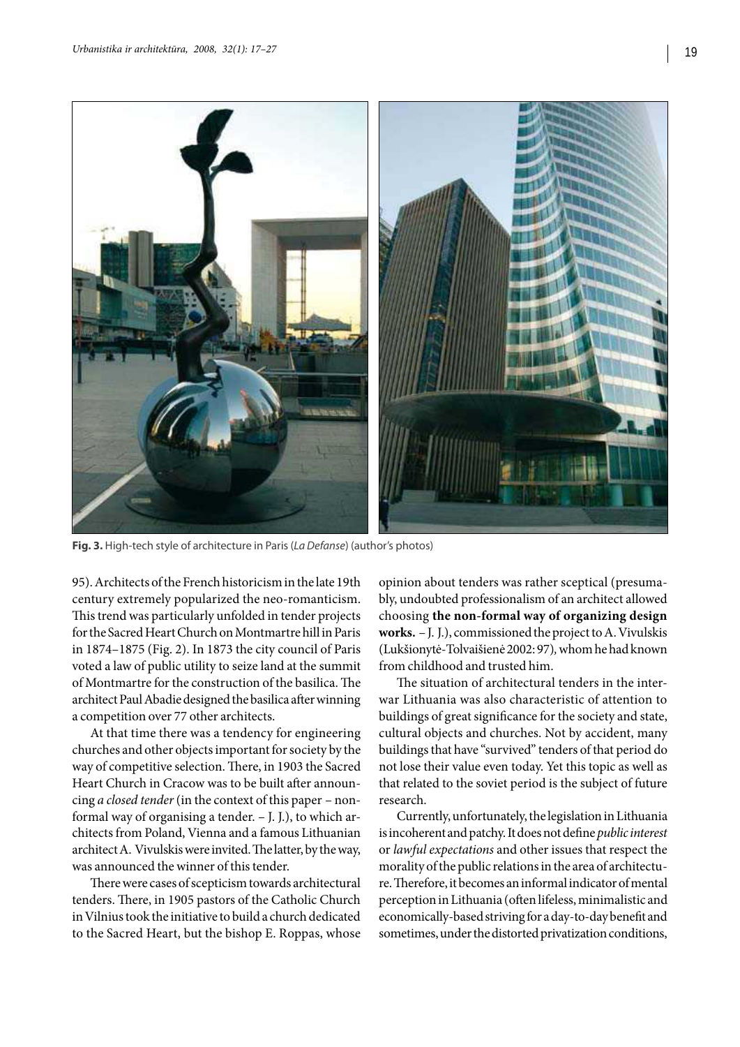**Fig. 3.** High-tech style of architecture in Paris (*La Defanse*) (author's photos)

95). Architects of the French historicism in the late 19th century extremely popularized the neo-romanticism. This trend was particularly unfolded in tender projects for the Sacred Heart Church on Montmartre hill in Paris in 1874–1875 (Fig. 2). In 1873 the city council of Paris voted a law of public utility to seize land at the summit of Montmartre for the construction of the basilica. The architect Paul Abadie designed the basilica after winning a competition over 77 other architects.

At that time there was a tendency for engineering churches and other objects important for society by the way of competitive selection. There, in 1903 the Sacred Heart Church in Cracow was to be built after announcing *a closed tender* (in the context of this paper – non-formal way of organising a tender. – J. J.), to which architects from Poland, Vienna and a famous Lithuanian architect A. Vivulskis were invited. The latter, by the way, was announced the winner of this tender.

There were cases of scepticism towards architectural tenders. There, in 1905 pastors of the Catholic Church in Vilnius took the initiative to build a church dedicated to the Sacred Heart, but the bishop E. Roppas, whose opinion about tenders was rather sceptical (presumably, undoubted professionalism of an architect allowed choosing **the non-formal way of organizing design works.** – J. J.), commissioned the project to A. Vivulskis (Lukšionytė-Tolvaišienė 2002: 97), whom he had known from childhood and trusted him.

The situation of architectural tenders in the inter-war Lithuania was also characteristic of attention to buildings of great significance for the society and state, cultural objects and churches. Not by accident, many buildings that have "survived" tenders of that period do not lose their value even today. Yet this topic as well as that related to the soviet period is the subject of future research.

Currently, unfortunately, the legislation in Lithuania is incoherent and patchy. It does not define *public interest* or *lawful expectations* and other issues that respect the morality of the public relations in the area of architecture. Therefore, it becomes an informal indicator of mental perception in Lithuania (often lifeless, minimalistic and economically-based striving for a day-to-day benefit and sometimes, under the distorted privatization conditions,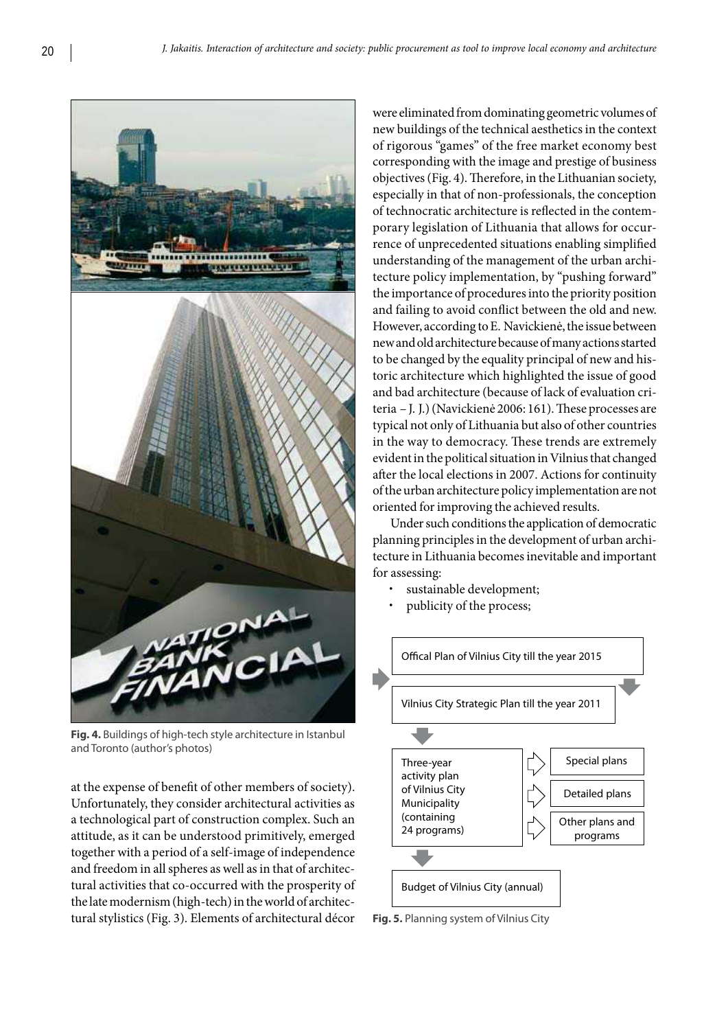**Fig. 4.** Buildings of high-tech style architecture in Istanbul and Toronto (author's photos)

at the expense of benefit of other members of society). Unfortunately, they consider architectural activities as a technological part of construction complex. Such an attitude, as it can be understood primitively, emerged together with a period of a self-image of independence and freedom in all spheres as well as in that of architectural activities that co-occurred with the prosperity of the late modernism (high-tech) in the world of architectural stylistics (Fig. 3). Elements of architectural décor were eliminated from dominating geometric volumes of new buildings of the technical aesthetics in the context of rigorous "games" of the free market economy best corresponding with the image and prestige of business objectives (Fig. 4). Therefore, in the Lithuanian society, especially in that of non-professionals, the conception of technocratic architecture is reflected in the contemporary legislation of Lithuania that allows for occurrence of unprecedented situations enabling simplified understanding of the management of the urban architecture policy implementation, by "pushing forward" the importance of procedures into the priority position and failing to avoid conflict between the old and new. However, according to E. Navickienė, the issue between new and old architecture because of many actions started to be changed by the equality principal of new and historic architecture which highlighted the issue of good and bad architecture (because of lack of evaluation criteria – J. J.) (Navickienė 2006: 161). These processes are typical not only of Lithuania but also of other countries in the way to democracy. These trends are extremely evident in the political situation in Vilnius that changed after the local elections in 2007. Actions for continuity of the urban architecture policy implementation are not oriented for improving the achieved results.

Under such conditions the application of democratic planning principles in the development of urban architecture in Lithuania becomes inevitable and important for assessing:

- sustainable development;
- publicity of the process;

Offical Plan of Vilnius City till the year 2015

Vilnius City Strategic Plan till the year 2011

Three-year activity plan of Vilnius City Municipality (containing 24 programs)

Special plans

Detailed plans

Other plans and programs

Budget of Vilnius City (annual)

**Fig. 5.** Planning system of Vilnius City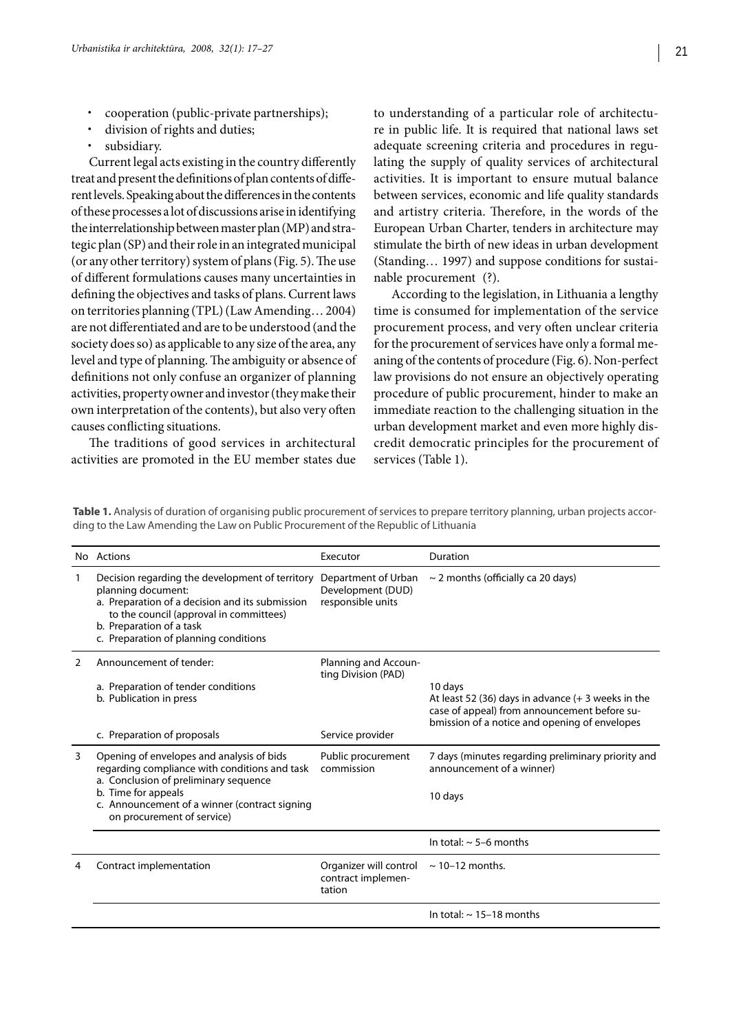- cooperation (public-private partnerships);
- division of rights and duties;
- subsidiary.

Current legal acts existing in the country differently treat and present the definitions of plan contents of different levels. Speaking about the differences in the contents of these processes a lot of discussions arise in identifying the interrelationship between master plan (MP) and strategic plan (SP) and their role in an integrated municipal (or any other territory) system of plans (Fig. 5). The use of different formulations causes many uncertainties in defining the objectives and tasks of plans. Current laws on territories planning (TPL) (Law Amending… 2004) are not differentiated and are to be understood (and the society does so) as applicable to any size of the area, any level and type of planning. The ambiguity or absence of definitions not only confuse an organizer of planning activities, property owner and investor (they make their own interpretation of the contents), but also very often causes conflicting situations.

The traditions of good services in architectural activities are promoted in the EU member states due to understanding of a particular role of architecture in public life. It is required that national laws set adequate screening criteria and procedures in regulating the supply of quality services of architectural activities. It is important to ensure mutual balance between services, economic and life quality standards and artistry criteria. Therefore, in the words of the European Urban Charter, tenders in architecture may stimulate the birth of new ideas in urban development (Standing… 1997) and suppose conditions for sustainable procurement (?).

According to the legislation, in Lithuania a lengthy time is consumed for implementation of the service procurement process, and very often unclear criteria for the procurement of services have only a formal meaning of the contents of procedure (Fig. 6). Non-perfect law provisions do not ensure an objectively operating procedure of public procurement, hinder to make an immediate reaction to the challenging situation in the urban development market and even more highly discredit democratic principles for the procurement of services (Table 1).

**Table 1.** Analysis of duration of organising public procurement of services to prepare territory planning, urban projects according to the Law Amending the Law on Public Procurement of the Republic of Lithuania

| No | Actions | Executor | Duration |
|---|---|---|---|
| 1 | Decision regarding the development of territory planning document:<br>a. Preparation of a decision and its submission to the council (approval in committees)<br>b. Preparation of a task<br>c. Preparation of planning conditions | Department of Urban Development (DUD) responsible units | ~ 2 months (officially ca 20 days) |
| 2 | Announcement of tender:<br>a. Preparation of tender conditions<br>b. Publication in press | Planning and Accounting Division (PAD) | 10 days<br>At least 52 (36) days in advance (+ 3 weeks in the case of appeal) from announcement before submission of a notice and opening of envelopes |
| | c. Preparation of proposals | Service provider | |
| 3 | Opening of envelopes and analysis of bids regarding compliance with conditions and task<br>a. Conclusion of preliminary sequence<br>b. Time for appeals<br>c. Announcement of a winner (contract signing on procurement of service) | Public procurement commission | 7 days (minutes regarding preliminary priority and announcement of a winner)<br>10 days |
| | | | In total: ~ 5–6 months |
| 4 | Contract implementation | Organizer will control contract implementation | ~ 10–12 months. |
| | | | In total: ~ 15–18 months |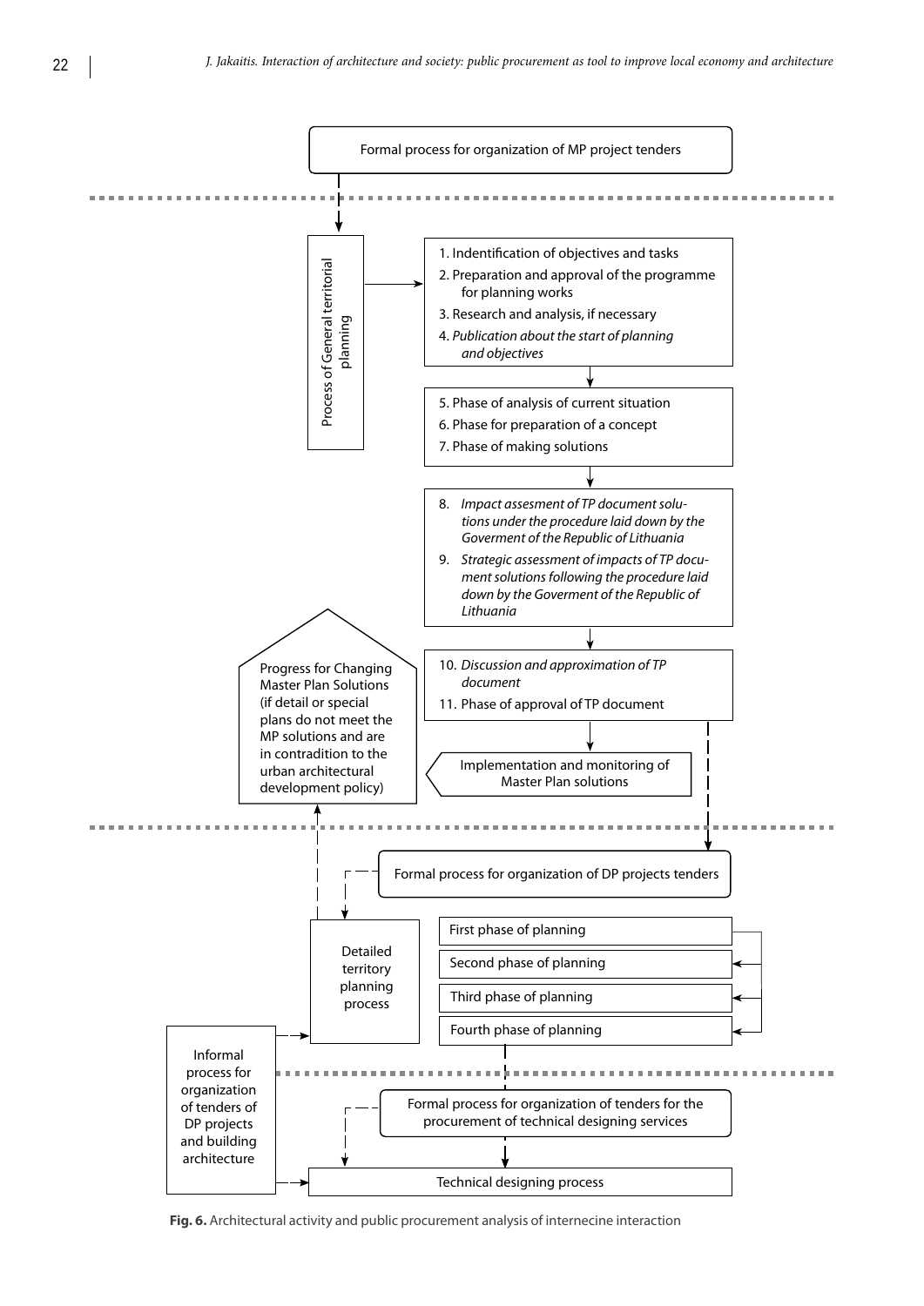Formal process for organization of MP project tenders

Process of General territorial planning

1. Indentification of objectives and tasks
2. Preparation and approval of the programme for planning works
3. Research and analysis, if necessary
4. *Publication about the start of planning and objectives*

5. Phase of analysis of current situation
6. Phase for preparation of a concept
7. Phase of making solutions

8. *Impact assesment of TP document solutions under the procedure laid down by the Goverment of the Republic of Lithuania*
9. *Strategic assessment of impacts of TP document solutions following the procedure laid down by the Goverment of the Republic of Lithuania*

10. *Discussion and approximation of TP document*
11. Phase of approval of TP document

Progress for Changing Master Plan Solutions (if detail or special plans do not meet the MP solutions and are in contradition to the urban architectural development policy)

Implementation and monitoring of Master Plan solutions

Formal process for organization of DP projects tenders

Detailed territory planning process

First phase of planning

Second phase of planning

Third phase of planning

Fourth phase of planning

Informal process for organization of tenders of DP projects and building architecture

Formal process for organization of tenders for the procurement of technical designing services

Technical designing process

**Fig. 6.** Architectural activity and public procurement analysis of internecine interaction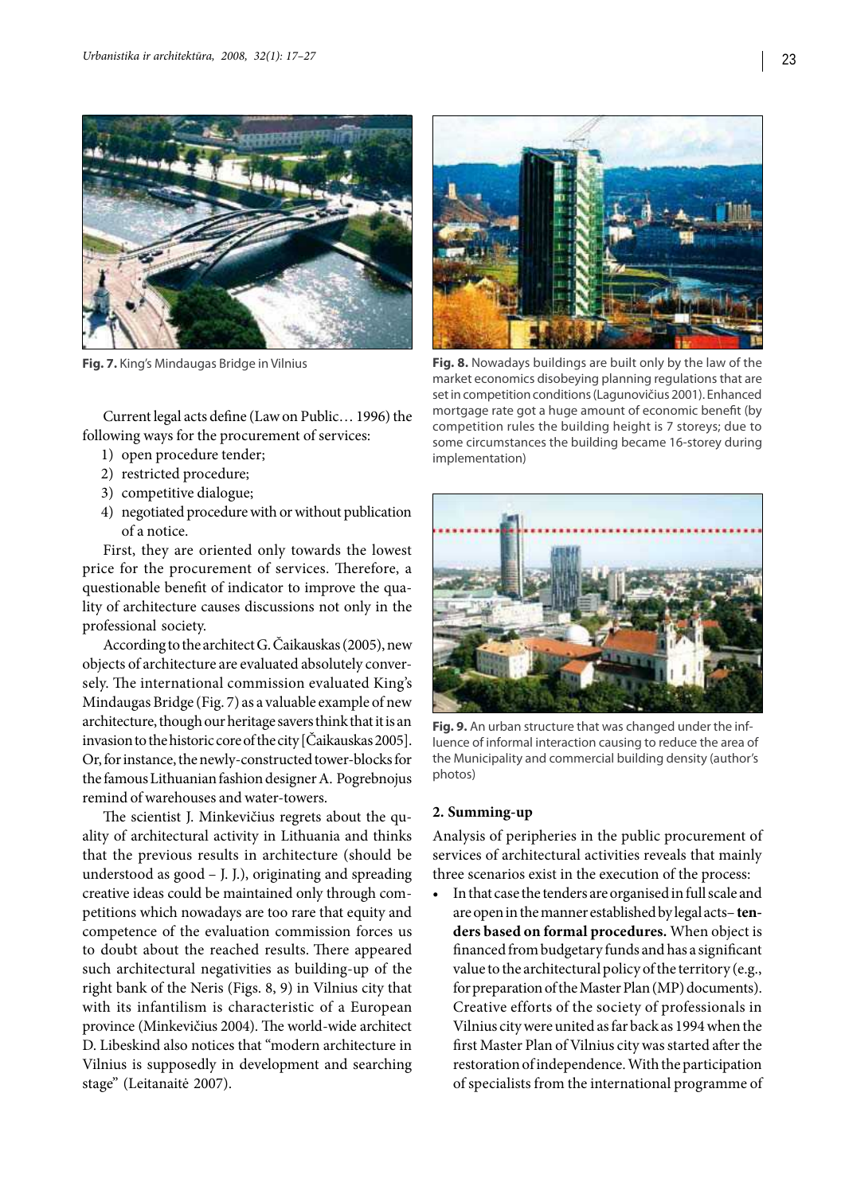**Fig. 7.** King's Mindaugas Bridge in Vilnius

Current legal acts define (Law on Public… 1996) the following ways for the procurement of services:

1) open procedure tender;
2) restricted procedure;
3) competitive dialogue;
4) negotiated procedure with or without publication of a notice.

First, they are oriented only towards the lowest price for the procurement of services. Therefore, a questionable benefit of indicator to improve the quality of architecture causes discussions not only in the professional society.

According to the architect G. Čaikauskas (2005), new objects of architecture are evaluated absolutely conversely. The international commission evaluated King's Mindaugas Bridge (Fig. 7) as a valuable example of new architecture, though our heritage savers think that it is an invasion to the historic core of the city [Čaikauskas 2005]. Or, for instance, the newly-constructed tower-blocks for the famous Lithuanian fashion designer A. Pogrebnojus remind of warehouses and water-towers.

The scientist J. Minkevičius regrets about the quality of architectural activity in Lithuania and thinks that the previous results in architecture (should be understood as good – J. J.), originating and spreading creative ideas could be maintained only through competitions which nowadays are too rare that equity and competence of the evaluation commission forces us to doubt about the reached results. There appeared such architectural negativities as building-up of the right bank of the Neris (Figs. 8, 9) in Vilnius city that with its infantilism is characteristic of a European province (Minkevičius 2004). The world-wide architect D. Libeskind also notices that "modern architecture in Vilnius is supposedly in development and searching stage" (Leitanaitė 2007).

**Fig. 8.** Nowadays buildings are built only by the law of the market economics disobeying planning regulations that are set in competition conditions (Lagunovičius 2001). Enhanced mortgage rate got a huge amount of economic benefit (by competition rules the building height is 7 storeys; due to some circumstances the building became 16-storey during implementation)

**Fig. 9.** An urban structure that was changed under the influence of informal interaction causing to reduce the area of the Municipality and commercial building density (author's photos)

## 2. Summing-up

Analysis of peripheries in the public procurement of services of architectural activities reveals that mainly three scenarios exist in the execution of the process:

- In that case the tenders are organised in full scale and are open in the manner established by legal acts– **tenders based on formal procedures.** When object is financed from budgetary funds and has a significant value to the architectural policy of the territory (e.g., for preparation of the Master Plan (MP) documents). Creative efforts of the society of professionals in Vilnius city were united as far back as 1994 when the first Master Plan of Vilnius city was started after the restoration of independence. With the participation of specialists from the international programme of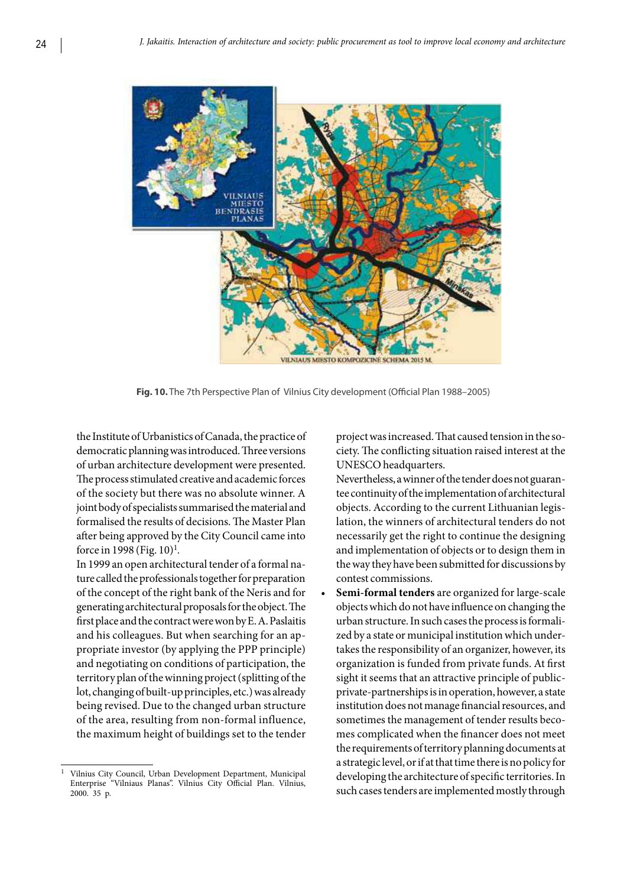Fig. 10. The 7th Perspective Plan of Vilnius City development (Official Plan 1988–2005)

the Institute of Urbanistics of Canada, the practice of democratic planning was introduced. Three versions of urban architecture development were presented. The process stimulated creative and academic forces of the society but there was no absolute winner. A joint body of specialists summarised the material and formalised the results of decisions. The Master Plan after being approved by the City Council came into force in 1998 (Fig. 10)[1].

In 1999 an open architectural tender of a formal nature called the professionals together for preparation of the concept of the right bank of the Neris and for generating architectural proposals for the object. The first place and the contract were won by E. A. Paslaitis and his colleagues. But when searching for an appropriate investor (by applying the PPP principle) and negotiating on conditions of participation, the territory plan of the winning project (splitting of the lot, changing of built-up principles, etc.) was already being revised. Due to the changed urban structure of the area, resulting from non-formal influence, the maximum height of buildings set to the tender project was increased. That caused tension in the society. The conflicting situation raised interest at the UNESCO headquarters.

Nevertheless, a winner of the tender does not guarantee continuity of the implementation of architectural objects. According to the current Lithuanian legislation, the winners of architectural tenders do not necessarily get the right to continue the designing and implementation of objects or to design them in the way they have been submitted for discussions by contest commissions.

- **Semi-formal tenders** are organized for large-scale objects which do not have influence on changing the urban structure. In such cases the process is formalized by a state or municipal institution which undertakes the responsibility of an organizer, however, its organization is funded from private funds. At first sight it seems that an attractive principle of public-private-partnerships is in operation, however, a state institution does not manage financial resources, and sometimes the management of tender results becomes complicated when the financer does not meet the requirements of territory planning documents at a strategic level, or if at that time there is no policy for developing the architecture of specific territories. In such cases tenders are implemented mostly through

[1] Vilnius City Council, Urban Development Department, Municipal Enterprise "Vilniaus Planas". Vilnius City Official Plan. Vilnius, 2000. 35 p.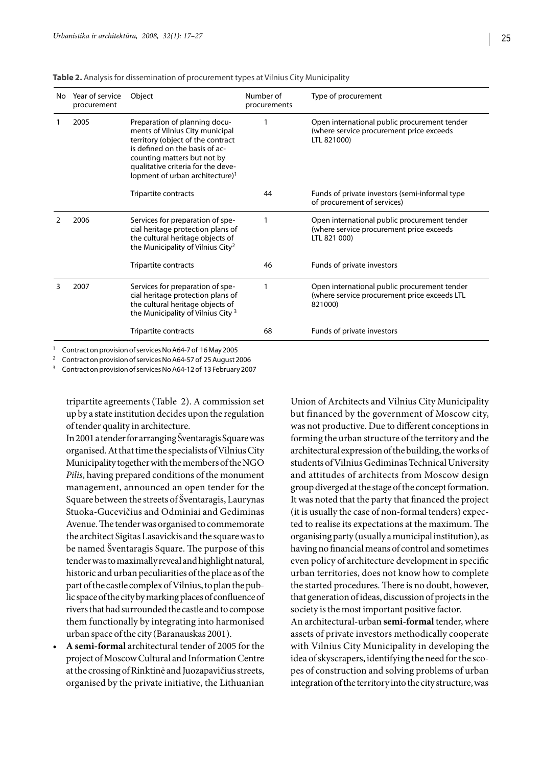**Table 2.** Analysis for dissemination of procurement types at Vilnius City Municipality

| No | Year of service procurement | Object | Number of procurements | Type of procurement |
|---|---|---|---|---|
| 1 | 2005 | Preparation of planning documents of Vilnius City municipal territory (object of the contract is defined on the basis of accounting matters but not by qualitative criteria for the development of urban architecture)[1] | 1 | Open international public procurement tender (where service procurement price exceeds LTL 821000) |
| | | Tripartite contracts | 44 | Funds of private investors (semi-informal type of procurement of services) |
| 2 | 2006 | Services for preparation of special heritage protection plans of the cultural heritage objects of the Municipality of Vilnius City[2] | 1 | Open international public procurement tender (where service procurement price exceeds LTL 821 000) |
| | | Tripartite contracts | 46 | Funds of private investors |
| 3 | 2007 | Services for preparation of special heritage protection plans of the cultural heritage objects of the Municipality of Vilnius City [3] | 1 | Open international public procurement tender (where service procurement price exceeds LTL 821000) |
| | | Tripartite contracts | 68 | Funds of private investors |

[1] Contract on provision of services No A64-7 of 16 May 2005

[2] Contract on provision of services No A64-57 of 25 August 2006

[3] Contract on provision of services No A64-12 of 13 February 2007

tripartite agreements (Table 2). A commission set up by a state institution decides upon the regulation of tender quality in architecture.

In 2001 a tender for arranging Šventaragis Square was organised. At that time the specialists of Vilnius City Municipality together with the members of the NGO *Pilis*, having prepared conditions of the monument management, announced an open tender for the Square between the streets of Šventaragis, Laurynas Stuoka-Gucevičius and Odminiai and Gediminas Avenue. The tender was organised to commemorate the architect Sigitas Lasavickis and the square was to be named Šventaragis Square. The purpose of this tender was to maximally reveal and highlight natural, historic and urban peculiarities of the place as of the part of the castle complex of Vilnius, to plan the public space of the city by marking places of confluence of rivers that had surrounded the castle and to compose them functionally by integrating into harmonised urban space of the city (Baranauskas 2001).

- **A semi-formal** architectural tender of 2005 for the project of Moscow Cultural and Information Centre at the crossing of Rinktinė and Juozapavičius streets, organised by the private initiative, the Lithuanian Union of Architects and Vilnius City Municipality but financed by the government of Moscow city, was not productive. Due to different conceptions in forming the urban structure of the territory and the architectural expression of the building, the works of students of Vilnius Gediminas Technical University and attitudes of architects from Moscow design group diverged at the stage of the concept formation. It was noted that the party that financed the project (it is usually the case of non-formal tenders) expected to realise its expectations at the maximum. The organising party (usually a municipal institution), as having no financial means of control and sometimes even policy of architecture development in specific urban territories, does not know how to complete the started procedures. There is no doubt, however, that generation of ideas, discussion of projects in the society is the most important positive factor.

An architectural-urban **semi-formal** tender, where assets of private investors methodically cooperate with Vilnius City Municipality in developing the idea of skyscrapers, identifying the need for the scopes of construction and solving problems of urban integration of the territory into the city structure, was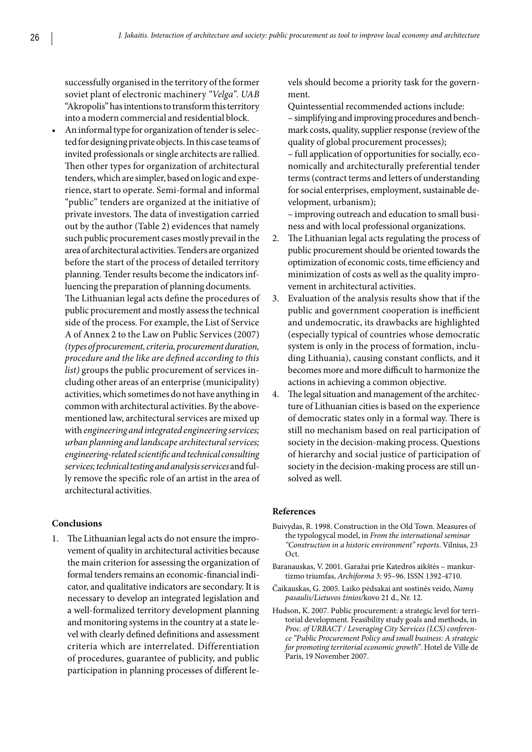successfully organised in the territory of the former soviet plant of electronic machinery *"Velga". UAB* "Akropolis" has intentions to transform this territory into a modern commercial and residential block.

- An informal type for organization of tender is selected for designing private objects. In this case teams of invited professionals or single architects are rallied. Then other types for organization of architectural tenders, which are simpler, based on logic and experience, start to operate. Semi-formal and informal "public" tenders are organized at the initiative of private investors. The data of investigation carried out by the author (Table 2) evidences that namely such public procurement cases mostly prevail in the area of architectural activities. Tenders are organized before the start of the process of detailed territory planning. Tender results become the indicators influencing the preparation of planning documents.

The Lithuanian legal acts define the procedures of public procurement and mostly assess the technical side of the process. For example, the List of Service A of Annex 2 to the Law on Public Services (2007) *(types of procurement, criteria, procurement duration, procedure and the like are defined according to this list)* groups the public procurement of services including other areas of an enterprise (municipality) activities, which sometimes do not have anything in common with architectural activities. By the abovementioned law, architectural services are mixed up with *engineering and integrated engineering services; urban planning and landscape architectural services; engineering-related scientific and technical consulting services; technical testing and analysis services* and fully remove the specific role of an artist in the area of architectural activities.

## Conclusions

1. The Lithuanian legal acts do not ensure the improvement of quality in architectural activities because the main criterion for assessing the organization of formal tenders remains an economic-financial indicator, and qualitative indicators are secondary. It is necessary to develop an integrated legislation and a well-formalized territory development planning and monitoring systems in the country at a state level with clearly defined definitions and assessment criteria which are interrelated. Differentiation of procedures, guarantee of publicity, and public participation in planning processes of different levels should become a priority task for the government.

   Quintessential recommended actions include:

   – simplifying and improving procedures and benchmark costs, quality, supplier response (review of the quality of global procurement processes);

   – full application of opportunities for socially, economically and architecturally preferential tender terms (contract terms and letters of understanding for social enterprises, employment, sustainable development, urbanism);

   – improving outreach and education to small business and with local professional organizations.
2. The Lithuanian legal acts regulating the process of public procurement should be oriented towards the optimization of economic costs, time efficiency and minimization of costs as well as the quality improvement in architectural activities.
3. Evaluation of the analysis results show that if the public and government cooperation is inefficient and undemocratic, its drawbacks are highlighted (especially typical of countries whose democratic system is only in the process of formation, including Lithuania), causing constant conflicts, and it becomes more and more difficult to harmonize the actions in achieving a common objective.
4. The legal situation and management of the architecture of Lithuanian cities is based on the experience of democratic states only in a formal way. There is still no mechanism based on real participation of society in the decision-making process. Questions of hierarchy and social justice of participation of society in the decision-making process are still unsolved as well.

## References

Buivydas, R. 1998. Construction in the Old Town. Measures of the typologycal model, in *From the international seminar "Construction in a historic environment" reports*. Vilnius, 23 Oct.

Baranauskas, V. 2001. Garažai prie Katedros aikštės – mankurtizmo triumfas, *Archiforma* 3: 95–96. ISSN 1392-4710.

Čaikauskas, G. 2005. Laiko pėdsakai ant sostinės veido, *Namų pasaulis/Lietuvos žinios*/kovo 21 d., Nr. 12.

Hudson, K. 2007. Public procurement: a strategic level for territorial development. Feasibility study goals and methods, in *Proc. of URBACT / Leveraging City Services (LCS) conference "Public Procurement Policy and small business: A strategic for promoting territorial economic growth"*. Hotel de Ville de Paris, 19 November 2007.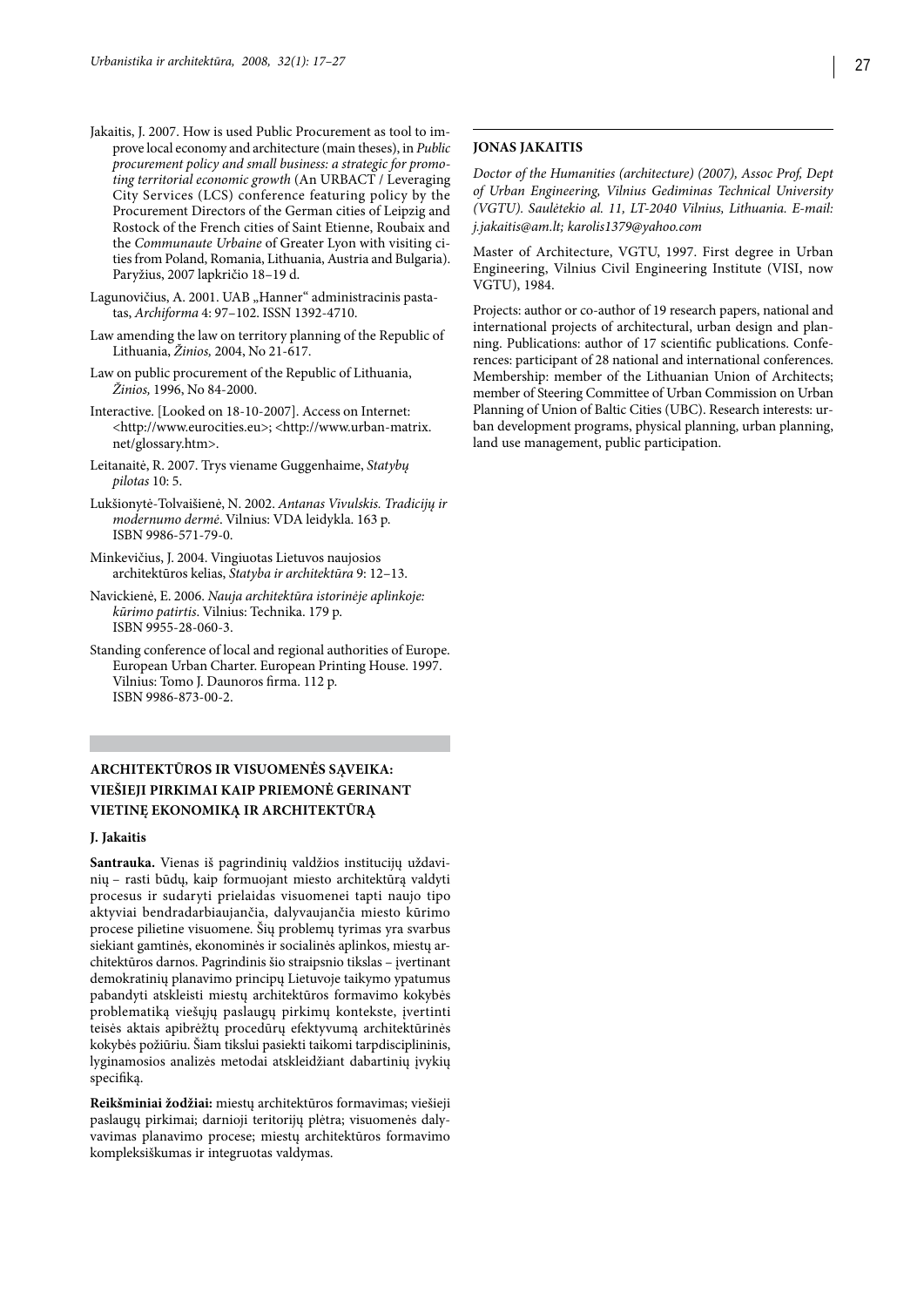Jakaitis, J. 2007. How is used Public Procurement as tool to improve local economy and architecture (main theses), in *Public procurement policy and small business: a strategic for promoting territorial economic growth* (An URBACT / Leveraging City Services (LCS) conference featuring policy by the Procurement Directors of the German cities of Leipzig and Rostock of the French cities of Saint Etienne, Roubaix and the *Communaute Urbaine* of Greater Lyon with visiting cities from Poland, Romania, Lithuania, Austria and Bulgaria). Paryžius, 2007 lapkričio 18–19 d.

Lagunovičius, A. 2001. UAB „Hanner" administracinis pastatas, *Archiforma* 4: 97–102. ISSN 1392-4710.

Law amending the law on territory planning of the Republic of Lithuania, *Žinios,* 2004, No 21-617.

Law on public procurement of the Republic of Lithuania, *Žinios,* 1996, No 84-2000.

Interactive. [Looked on 18-10-2007]. Access on Internet: <http://www.eurocities.eu>; <http://www.urban-matrix.net/glossary.htm>.

Leitanaitė, R. 2007. Trys viename Guggenhaime, *Statybų pilotas* 10: 5.

Lukšionytė-Tolvaišienė, N. 2002. *Antanas Vivulskis. Tradicijų ir modernumo dermė*. Vilnius: VDA leidykla. 163 p. ISBN 9986-571-79-0.

Minkevičius, J. 2004. Vingiuotas Lietuvos naujosios architektūros kelias, *Statyba ir architektūra* 9: 12–13.

Navickienė, E. 2006. *Nauja architektūra istorinėje aplinkoje: kūrimo patirtis*. Vilnius: Technika. 179 p. ISBN 9955-28-060-3.

Standing conference of local and regional authorities of Europe. European Urban Charter. European Printing House. 1997. Vilnius: Tomo J. Daunoros firma. 112 p. ISBN 9986-873-00-2.

## ARCHITEKTŪROS IR VISUOMENĖS SĄVEIKA: VIEŠIEJI PIRKIMAI KAIP PRIEMONĖ GERINANT VIETINĘ EKONOMIKĄ IR ARCHITEKTŪRĄ

**J. Jakaitis**

**Santrauka.** Vienas iš pagrindinių valdžios institucijų uždavinių – rasti būdų, kaip formuojant miesto architektūrą valdyti procesus ir sudaryti prielaidas visuomenei tapti naujo tipo aktyviai bendradarbiaujančia, dalyvaujančia miesto kūrimo procese pilietine visuomene. Šių problemų tyrimas yra svarbus siekiant gamtinės, ekonominės ir socialinės aplinkos, miestų architektūros darnos. Pagrindinis šio straipsnio tikslas – įvertinant demokratinių planavimo principų Lietuvoje taikymo ypatumus pabandyti atskleisti miestų architektūros formavimo kokybės problematiką viešųjų paslaugų pirkimų kontekste, įvertinti teisės aktais apibrėžtų procedūrų efektyvumą architektūrinės kokybės požiūriu. Šiam tikslui pasiekti taikomi tarpdisciplininis, lyginamosios analizės metodai atskleidžiant dabartinių įvykių specifiką.

**Reikšminiai žodžiai:** miestų architektūros formavimas; viešieji paslaugų pirkimai; darnioji teritorijų plėtra; visuomenės dalyvavimas planavimo procese; miestų architektūros formavimo kompleksiškumas ir integruotas valdymas.

**JONAS JAKAITIS**

*Doctor of the Humanities (architecture) (2007), Assoc Prof, Dept of Urban Engineering, Vilnius Gediminas Technical University (VGTU). Saulėtekio al. 11, LT-2040 Vilnius, Lithuania. E-mail: j.jakaitis@am.lt; karolis1379@yahoo.com*

Master of Architecture, VGTU, 1997. First degree in Urban Engineering, Vilnius Civil Engineering Institute (VISI, now VGTU), 1984.

Projects: author or co-author of 19 research papers, national and international projects of architectural, urban design and planning. Publications: author of 17 scientific publications. Conferences: participant of 28 national and international conferences. Membership: member of the Lithuanian Union of Architects; member of Steering Committee of Urban Commission on Urban Planning of Union of Baltic Cities (UBC). Research interests: urban development programs, physical planning, urban planning, land use management, public participation.